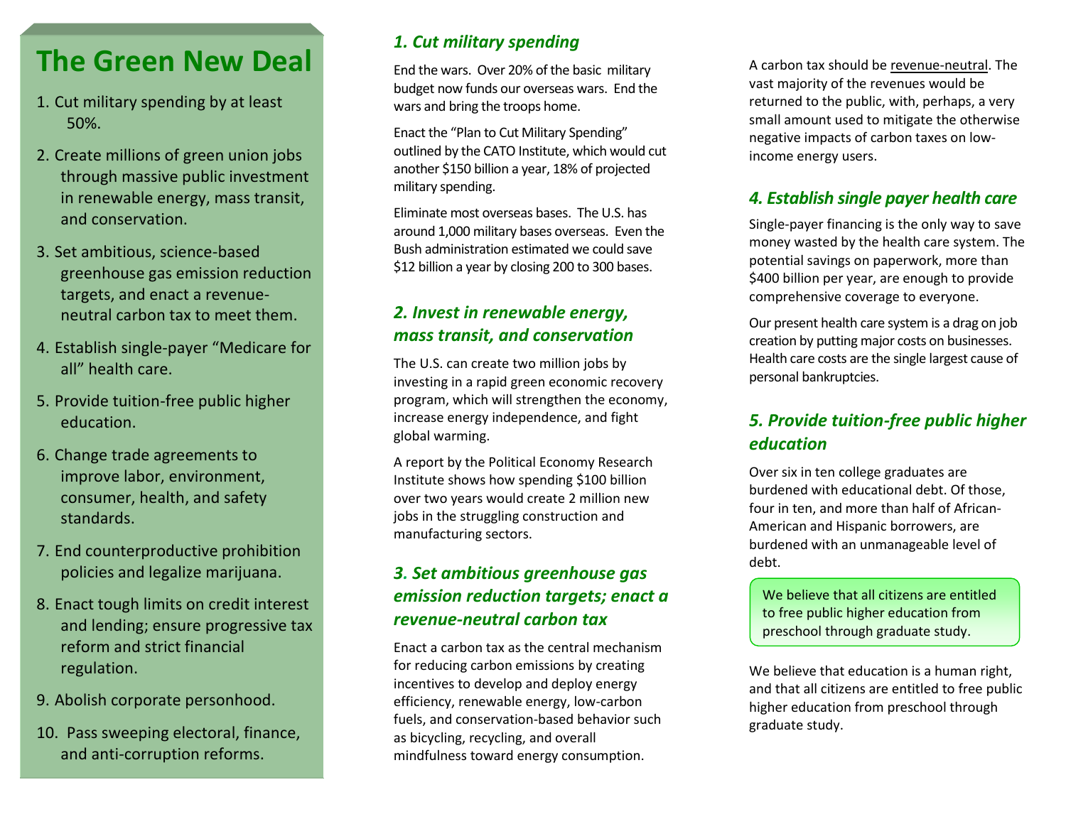# The Green New Deal

1. Cut military spending by at least 50%.
2. Create millions of green union jobs through massive public investment in renewable energy, mass transit, and conservation.
3. Set ambitious, science-based greenhouse gas emission reduction targets, and enact a revenue-neutral carbon tax to meet them.
4. Establish single-payer “Medicare for all” health care.
5. Provide tuition-free public higher education.
6. Change trade agreements to improve labor, environment, consumer, health, and safety standards.
7. End counterproductive prohibition policies and legalize marijuana.
8. Enact tough limits on credit interest and lending; ensure progressive tax reform and strict financial regulation.
9. Abolish corporate personhood.
10. Pass sweeping electoral, finance, and anti-corruption reforms.

### *1. Cut military spending*

End the wars. Over 20% of the basic military budget now funds our overseas wars. End the wars and bring the troops home.

Enact the “Plan to Cut Military Spending” outlined by the CATO Institute, which would cut another $150 billion a year, 18% of projected military spending.

Eliminate most overseas bases. The U.S. has around 1,000 military bases overseas. Even the Bush administration estimated we could save $12 billion a year by closing 200 to 300 bases.

### *2. Invest in renewable energy, mass transit, and conservation*

The U.S. can create two million jobs by investing in a rapid green economic recovery program, which will strengthen the economy, increase energy independence, and fight global warming.

A report by the Political Economy Research Institute shows how spending $100 billion over two years would create 2 million new jobs in the struggling construction and manufacturing sectors.

### *3. Set ambitious greenhouse gas emission reduction targets; enact a revenue-neutral carbon tax*

Enact a carbon tax as the central mechanism for reducing carbon emissions by creating incentives to develop and deploy energy efficiency, renewable energy, low-carbon fuels, and conservation-based behavior such as bicycling, recycling, and overall mindfulness toward energy consumption.

A carbon tax should be revenue-neutral. The vast majority of the revenues would be returned to the public, with, perhaps, a very small amount used to mitigate the otherwise negative impacts of carbon taxes on low-income energy users.

### *4. Establish single payer health care*

Single-payer financing is the only way to save money wasted by the health care system. The potential savings on paperwork, more than $400 billion per year, are enough to provide comprehensive coverage to everyone.

Our present health care system is a drag on job creation by putting major costs on businesses. Health care costs are the single largest cause of personal bankruptcies.

### *5. Provide tuition-free public higher education*

Over six in ten college graduates are burdened with educational debt. Of those, four in ten, and more than half of African-American and Hispanic borrowers, are burdened with an unmanageable level of debt.

> We believe that all citizens are entitled to free public higher education from preschool through graduate study.

We believe that education is a human right, and that all citizens are entitled to free public higher education from preschool through graduate study.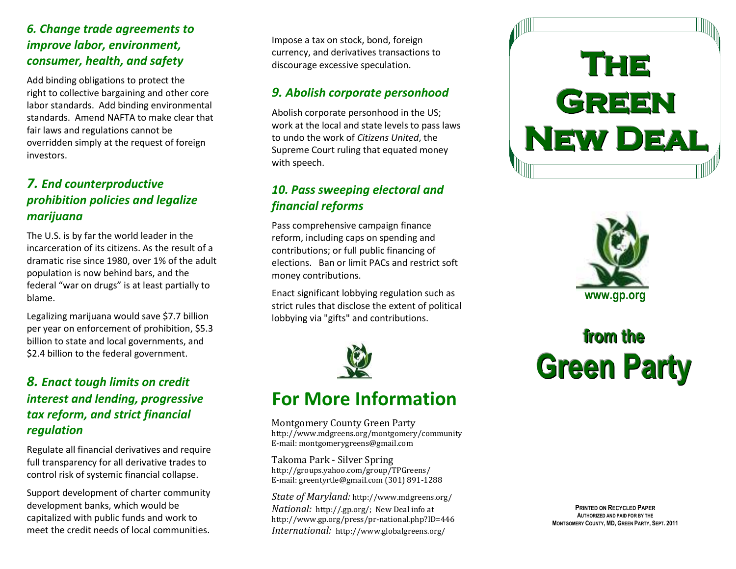### 6. Change trade agreements to improve labor, environment, consumer, health, and safety

Add binding obligations to protect the right to collective bargaining and other core labor standards. Add binding environmental standards. Amend NAFTA to make clear that fair laws and regulations cannot be overridden simply at the request of foreign investors.

### 7. End counterproductive prohibition policies and legalize marijuana

The U.S. is by far the world leader in the incarceration of its citizens. As the result of a dramatic rise since 1980, over 1% of the adult population is now behind bars, and the federal "war on drugs" is at least partially to blame.

Legalizing marijuana would save $7.7 billion per year on enforcement of prohibition, $5.3 billion to state and local governments, and $2.4 billion to the federal government.

### 8. Enact tough limits on credit interest and lending, progressive tax reform, and strict financial regulation

Regulate all financial derivatives and require full transparency for all derivative trades to control risk of systemic financial collapse.

Support development of charter community development banks, which would be capitalized with public funds and work to meet the credit needs of local communities.

Impose a tax on stock, bond, foreign currency, and derivatives transactions to discourage excessive speculation.

### 9. Abolish corporate personhood

Abolish corporate personhood in the US; work at the local and state levels to pass laws to undo the work of *Citizens United*, the Supreme Court ruling that equated money with speech.

### 10. Pass sweeping electoral and financial reforms

Pass comprehensive campaign finance reform, including caps on spending and contributions; or full public financing of elections. Ban or limit PACs and restrict soft money contributions.

Enact significant lobbying regulation such as strict rules that disclose the extent of political lobbying via "gifts" and contributions.

## For More Information

Montgomery County Green Party
http://www.mdgreens.org/montgomery/community
E-mail: montgomerygreens@gmail.com

Takoma Park - Silver Spring
http://groups.yahoo.com/group/TPGreens/
E-mail: greentyrtle@gmail.com (301) 891-1288

*State of Maryland:* http://www.mdgreens.org/
*National:* http://.gp.org/; New Deal info at http://www.gp.org/press/pr-national.php?ID=446
*International:* http://www.globalgreens.org/

# The Green New Deal

www.gp.org

## from the Green Party

**Printed on Recycled Paper**
**Authorized and paid for by the Montgomery County, MD, Green Party, Sept. 2011**